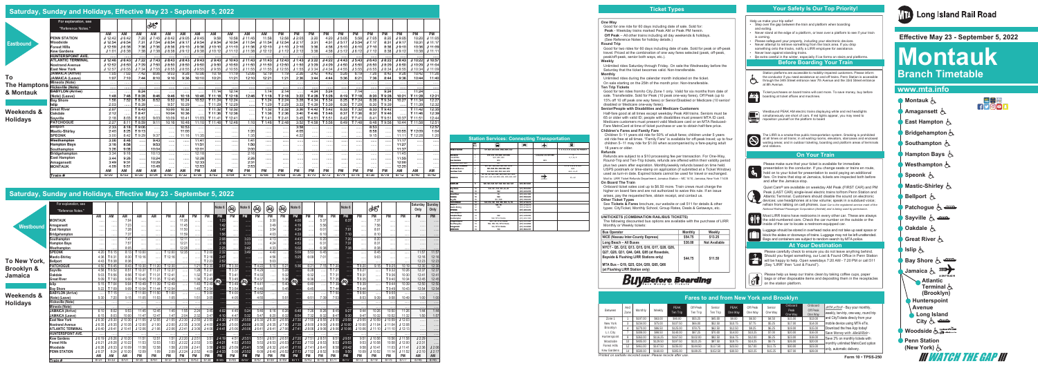# Saturday, Sunday and Holidays, Effective May 23 - September 5, 2022

## Eastbound — To The Hamptons & Montauk — Weekends & Holidays

| For explanation, see "Reference Notes." | | | | | | | | | | | | | | | | | | | | | | |
|---|---|---|---|---|---|---|---|---|---|---|---|---|---|---|---|---|---|---|---|---|---|---|
| | AM | AM | AM | AM | AM | AM | AM | AM | AM | AM | AM | PM | PM | PM | PM | PM | PM | PM | PM | PM | PM | PM |
| PENN STATION | 12:42 | 6:42 | 7:20 | 7:45 | 8:43 | 9:05 | 9:40 | 9:58 | 10:58 | 11:45 | 11:58 | 12:58 | 2:08 | 3:08 | 4:20 | 5:05 | 5:58 | 7:05 | 8:20 | 9:05 | 10:20 | 11:05 |
| Woodside | 12:54 | 6:54 | 7:31 | 7:54 | 8:54 | 9:17 | 9:54 | 10:10 | 11:10 | 11:54 | 12:10 | 1:10 | 2:20 | 3:20 | 4:31 | 5:17 | 6:10 | 7:17 | 8:31 | 9:17 | 10:31 | 11:17 |
| Forest Hills | 12:59 | 6:59 | 7:36 | 7:59 | 8:59 | 9:21 | 9:59 | 10:14 | 11:14 | 11:59 | 12:14 | 1:14 | 2:24 | 3:24 | 4:36 | 5:21 | 6:14 | 7:21 | 8:36 | 9:21 | 10:36 | 11:21 |
| Kew Gardens | 1:01 | 7:01 | 7:38 | 8:01 | 9:01 | 9:23 | 10:01 | 10:16 | 11:16 | 12:01 | 12:16 | 1:16 | 2:26 | 3:26 | 4:38 | 5:23 | 6:16 | 7:23 | 8:38 | 9:23 | 10:38 | 11:23 |
| HUNTERSPOINT AVE. | ---- | ---- | ---- | ---- | ---- | ---- | ---- | ---- | ---- | ---- | ---- | ---- | ---- | ---- | ---- | ---- | ---- | ---- | ---- | ---- | ---- | ---- |
| ATLANTIC TERMINAL | 12:46 | 6:43 | 7:22 | 7:43 | 8:43 | 8:43 | 9:43 | 9:43 | 10:43 | 11:43 | 11:43 | 12:43 | 1:43 | 2:43 | 3:22 | 4:43 | 5:43 | 6:43 | 7:43 | 8:43 | 9:43 | 10:22 |
| Nostrand Avenue | 12:52 | 6:50 | 7:29 | 7:50 | 8:50 | 8:50 | 9:50 | 9:50 | 10:50 | 11:50 | 11:50 | 12:50 | 1:50 | 2:50 | 3:29 | 4:50 | 5:50 | 6:50 | 7:50 | 8:50 | 9:50 | 10:29 |
| East New York | 12:57 | 6:55 | 7:34 | 7:55 | 8:55 | 8:55 | 9:55 | 9:55 | 10:55 | 11:55 | 11:55 | 12:55 | 1:55 | 2:55 | 3:34 | 4:55 | 5:55 | 6:55 | 7:55 | 8:55 | 9:55 | 10:34 |
| JAMAICA (Arrive) | 1:05 | 7:03 | 7:43 | 8:03 | 9:03 | 9:25 | 10:03 | 10:21 | 11:21 | 12:03 | 12:21 | 1:21 | 2:31 | 3:31 | 4:43 | 5:31 | 6:21 | 7:31 | 8:43 | 9:31 | 10:43 | 11:31 |
| JAMAICA (Leave) | 1:07 | 7:10 | 7:46 | 8:10 | 9:10 | 9:36 | 10:10 | 10:21 | 11:21 | 12:10 | 12:21 | 1:21 | 2:36 | 3:36 | 4:46 | 5:36 | 6:21 | 7:36 | 8:46 | 9:36 | 10:44 | 11:40 |
| Mineola (Note) | ---- | ---- | ---- | ---- | ---- | ---- | ---- | ---- | ---- | ---- | ---- | ---- | ---- | ---- | ---- | ---- | ---- | ---- | ---- | ---- | ---- | ---- |
| Hicksville (Note) | ---- | ---- | ---- | ---- | ---- | ---- | ---- | ---- | ---- | ---- | ---- | ---- | ---- | ---- | ---- | ---- | ---- | ---- | ---- | ---- | ---- | ---- |
| BABYLON (Arrive) | ---- | ---- | 8:24 | ---- | ---- | ---- | ---- | ---- | ---- | 11:14 | 12:14 | ---- | 1:14 | 2:14 | ---- | 4:24 | 5:24 | ---- | 7:14 | ---- | 9:24 | ---- |
| Babylon (Leave) | 1:48 | 7:46 | 8:24 | 9:46 | 10:18 | 10:46 | T 11:18 | T 12:18 | 12:46 | T 1:18 | 2:18 | 3:22 | 4:28 | T 5:26 | 6:19 | T 7:14 | 8:20 | T 9:26 | 10:21 | T 11:26 | 11:39 | 12:21 |
| Bay Shore | 1:56 | 7:53 | 8:34 | 9:53 | 10:24 | 10:53 | T 11:24 | T 12:24 | 12:53 | T 1:24 | 2:24 | 3:28 | 4:34 | T 5:34 | 6:25 | T 7:24 | 8:28 | T 9:34 | 10:27 | T 11:34 | ---- | 12:29 |
| Islip | 2:03 | ---- | 8:38 | 9:57 | 10:28 | 10:57 | T 11:28 | T 12:28 | 12:57 | T 1:28 | 2:29 | 3:33 | 4:38 | T 5:38 | 6:29 | T 7:29 | 8:33 | T 9:38 | ---- | T 11:38 | ---- | 12:32 |
| Great River | 2:07 | ---- | 8:43 | 10:00 | 10:32 | ---- | T 11:32 | T 12:32 | ---- | T 1:32 | 2:33 | 3:36 | 4:43 | T 5:43 | 6:33 | T 7:32 | 8:36 | T 9:43 | ---- | T 11:42 | ---- | 12:35 |
| Oakdale | 2:12 | ---- | 8:47 | 10:04 | 10:36 | ---- | T 11:36 | T 12:36 | ---- | T 1:36 | 2:36 | 3:40 | 4:46 | T 5:46 | 6:37 | T 7:36 | 8:37 | T 9:46 | ---- | T 11:46 | ---- | 12:39 |
| Sayville | 2:18 | 8:03 | 8:52 | 10:09 | 10:41 | 11:03 | T 11:41 | T 12:41 | 1:10 | T 1:41 | 2:41 | 3:45 | 4:51 | T 5:51 | 6:42 | T 7:41 | 8:41 | T 9:51 | 10:37 | T 11:51 | ---- | 12:44 |
| PATCHOGUE | 2:24 | 8:10 | 8:59 | 10:16 | 10:48 | 11:10 | T 11:48 | T 12:48 | 1:16 | T 1:48 | 2:48 | 3:52 | 4:58 | T 5:58 | 6:49 | T 7:48 | 8:48 | T 9:58 | 10:44 | T 11:58 | ---- | 12:51 |
| Bellport | 2:33 | 8:18 | 9:06 | ---- | 10:53 | ---- | ---- | ---- | 1:20 | ---- | ---- | 3:58 | ---- | ---- | 6:53 | ---- | ---- | ---- | 10:55 | ---- | ---- | 12:57 |
| Mastic-Shirley | 2:39 | 8:25 | 9:13 | ---- | 10:59 | ---- | ---- | ---- | 1:26 | ---- | ---- | 4:04 | ---- | ---- | 6:59 | ---- | ---- | ---- | 11:02 | ---- | ---- | 1:04 |
| SPEONK | 2:50 | 8:36 | 9:29 | ---- | 11:16 | 11:35 | ---- | ---- | 1:37 | ---- | ---- | 4:22 | ---- | ---- | 9:15 | ---- | ---- | ---- | 11:11 | 11:28 | ---- | 1:20 |
| Westhampton | 3:06 | 8:46 | ---- | 9:43 | ---- | 11:44 | ---- | ---- | 1:41 | ---- | ---- | ---- | ---- | ---- | ---- | ---- | ---- | ---- | ---- | 11:17 | ---- | ---- |
| Hampton Bays | 3:16 | 8:56 | ---- | 9:53 | ---- | 11:51 | ---- | ---- | 1:51 | ---- | ---- | ---- | ---- | ---- | ---- | ---- | ---- | ---- | ---- | 11:27 | ---- | ---- |
| Southampton | 3:26 | 9:06 | ---- | 10:04 | ---- | 12:01 | ---- | ---- | 2:00 | ---- | ---- | ---- | ---- | ---- | ---- | ---- | ---- | ---- | ---- | 11:37 | ---- | ---- |
| Bridgehampton | 3:34 | 9:16 | ---- | 10:13 | ---- | 12:10 | ---- | ---- | 2:10 | ---- | ---- | ---- | ---- | ---- | ---- | ---- | ---- | ---- | ---- | 11:45 | ---- | ---- |
| East Hampton | 3:44 | 9:26 | ---- | 10:24 | ---- | 12:28 | ---- | ---- | 2:26 | ---- | ---- | ---- | ---- | ---- | ---- | ---- | ---- | ---- | ---- | 11:55 | ---- | ---- |
| Amagansett | 3:49 | 9:31 | ---- | 10:29 | ---- | 12:33 | ---- | ---- | 2:31 | ---- | ---- | ---- | ---- | ---- | ---- | ---- | ---- | ---- | ---- | 12:00 | ---- | ---- |
| MONTAUK | 4:09 | 9:51 | ---- | 10:49 | ---- | 12:53 | ---- | ---- | 2:53 | ---- | ---- | ---- | ---- | ---- | ---- | ---- | ---- | ---- | ---- | 12:20 | ---- | ---- |
| | AM | AM | AM | AM | AM | PM | AM | PM | PM | PM | PM | PM | PM | PM | PM | PM | PM | PM | PM | PM | PM | AM |
| Train # | 8700 | 8702 | 8720 | 8704 | 8760 | 8722 | 8706 | 8762 | 8724 | 8708 | 8764 | 8710 | 8766 | 8726 | 8712 | 8768 | 8714 | 8728 | 8716 | 8770 | 8718 | 8772 |

## Westbound — To New York, Brooklyn & Jamaica — Weekends & Holidays

| For explanation, see "Reference Notes." | | | | | | | | | | | | | | | | | | | | | | |
|---|---|---|---|---|---|---|---|---|---|---|---|---|---|---|---|---|---|---|---|---|---|---|
| | AM | AM | AM | AM | AM | AM | AM | PM | PM | PM | PM | PM | PM | PM | PM | PM | PM | PM | PM | PM | PM | PM |
| MONTAUK | ---- | ---- | 7:04 | ---- | ---- | 11:26 | ---- | ---- | 1:30 | ---- | 3:26 | ---- | ---- | 5:37 | ---- | 6:28 | ---- | 7:37 | ---- | ---- | ---- | ---- |
| Amagansett | ---- | ---- | 7:23 | ---- | ---- | 11:45 | ---- | ---- | 1:42 | ---- | 3:46 | ---- | ---- | 5:56 | ---- | ---- | ---- | 7:56 | ---- | ---- | ---- | ---- |
| East Hampton | ---- | ---- | 7:29 | ---- | ---- | 11:51 | ---- | ---- | 1:48 | ---- | 3:54 | ---- | ---- | 6:01 | ---- | 7:01 | ---- | 8:01 | ---- | ---- | ---- | ---- |
| Bridgehampton | ---- | ---- | 7:37 | ---- | ---- | 11:59 | ---- | ---- | 1:56 | ---- | 4:03 | ---- | ---- | 6:10 | ---- | 7:10 | ---- | 8:10 | ---- | ---- | ---- | ---- |
| Southampton | ---- | ---- | 7:47 | ---- | ---- | 12:10 | ---- | ---- | 2:06 | ---- | 4:13 | ---- | ---- | 6:20 | ---- | 7:21 | ---- | 8:21 | ---- | ---- | ---- | ---- |
| Hampton Bays | ---- | ---- | 7:57 | ---- | ---- | 12:21 | ---- | ---- | 2:16 | ---- | 4:24 | ---- | ---- | 6:31 | ---- | 7:31 | ---- | 8:31 | ---- | ---- | ---- | ---- |
| Westhampton | ---- | ---- | 8:05 | ---- | ---- | 12:28 | ---- | ---- | 2:25 | ---- | 4:33 | ---- | ---- | 6:38 | ---- | 7:38 | ---- | 8:38 | ---- | ---- | ---- | ---- |
| SPEONK | 4:20 | T 6:15 | 8:13 | T 10:00 | ---- | T 12:30 | 12:35 | T 2:00 | 2:32 | T 3:30 | 4:40 | ---- | 5:09 | 6:48 | ---- | 7:45 | ---- | 8:45 | ---- | 11:57 | ---- | 11:57 |
| Mastic-Shirley | 4:30 | T 6:31 | 8:20 | T 10:16 | ---- | ---- | 12:45 | T 2:16 | 2:41 | ---- | 4:50 | ---- | 5:25 | 6:58 | ---- | 7:51 | ---- | 9:03 | ---- | ---- | 12:16 | 12:16 |
| Bellport | 4:43 | T 6:36 | 8:26 | ---- | ---- | ---- | 12:51 | T 2:23 | 2:47 | ---- | 5:03 | ---- | ---- | ---- | ---- | ---- | ---- | ---- | ---- | ---- | 12:23 | 12:23 |
| PATCHOGUE | 4:50 | T 6:43 | 8:43 | T 10:20 | T 11:20 | T 12:20 | 1:20 | T 2:20 | 2:51 | T 3:30 | T 4:20 | 5:21 | 5:36 | 6:21 | 7:15 | T 7:20 | ---- | T 8:20 | 9:15 | T 9:20 | 10:30 | 12:30 |
| Sayville | 4:56 | T 6:50 | 8:51 | T 10:31 | T 11:31 | T 12:31 | 1:26 | T 2:31 | 3:06 | T 3:31 | T 4:31 | ---- | 5:48 | ---- | ---- | T 7:31 | ---- | T 8:31 | ---- | T 9:31 | 10:36 | 12:36 |
| Oakdale | 5:03 | T 6:56 | 8:56 | T 10:41 | T 11:31 | T 12:41 | 1:32 | T 2:41 | ---- | T 3:41 | T 4:33 | ---- | 5:53 | ---- | ---- | T 7:31 | ---- | T 8:31 | ---- | T 9:36 | 10:41 | 12:41 |
| Great River | 5:09 | T 7:00 | 9:00 | T 10:45 | T 11:35 | T 12:45 | 1:36 | T 2:45 | ---- | T 3:45 | T 4:37 | ---- | 5:57 | ---- | ---- | T 7:35 | ---- | T 8:40 | ---- | T 9:40 | 10:44 | 12:44 |
| Islip | 5:15 | T 7:04 | 9:04 | T 10:49 | T 11:39 | T 12:49 | 1:40 | T 2:49 | ---- | T 3:49 | T 4:41 | 5:30 | 6:02 | 6:49 | ---- | T 7:39 | ---- | T 8:39 | ---- | T 9:44 | 10:50 | 12:50 |
| Bay Shore | 5:23 | T 7:09 | 9:08 | T 10:54 | T 11:44 | T 12:54 | 1:45 | T 2:54 | ---- | T 3:54 | T 4:46 | 5:46 | 6:06 | 6:54 | ---- | T 7:44 | ---- | T 8:44 | ---- | T 9:49 | 10:54 | 12:54 |
| BABYLON (Arrive) | ---- | T 7:16 | ---- | T 11:00 | T 11:50 | T 1:00 | ---- | T 3:00 | ---- | T 4:00 | T 4:56 | ---- | ---- | ---- | ---- | T 7:50 | ---- | T 8:50 | ---- | T 9:55 | ---- | ---- |
| Babylon (Leave) | 5:30 | 7:20 | 9:15 | 11:05 | 11:55 | 1:07 | 1:51 | 3:05 | 3:20 | 4:05 | 5:05 | 5:58 | ---- | 6:51 | 7:38 | 7:53 | ---- | 8:53 | 9:39 | 9:58 | 10:59 | 1:00 |
| Hicksville (Note) | ---- | ---- | ---- | ---- | ---- | ---- | ---- | ---- | ---- | ---- | ---- | ---- | ---- | ---- | ---- | ---- | ---- | ---- | ---- | ---- | ---- | ---- |
| Mineola (Note) | ---- | ---- | ---- | ---- | ---- | ---- | ---- | ---- | ---- | ---- | ---- | ---- | ---- | ---- | ---- | ---- | ---- | ---- | ---- | ---- | ---- | ---- |
| JAMAICA (Arrive) | 6:10 | 8:02 | 9:53 | 11:45 | 12:45 | 1:45 | 1:55 | 2:24 | 3:45 | 4:45 | 5:24 | 5:46 | 6:16 | 6:36 | 6:48 | 7:26 | 8:26 | 8:45 | 9:27 | 9:44 | 10:35 | 11:35 |
| JAMAICA (Leave) | 6:16 | 8:03 | 10:00 | 11:47 | 12:47 | 1:47 | 2:04 | 2:33 | 3:47 | 4:47 | 5:33 | 5:47 | 6:20 | 6:43 | 6:54 | 7:36 | 8:33 | 8:47 | 9:33 | 9:47 | 10:33 | 11:45 |
| East New York | 6:30 | 8:30 | 10:30 | 11:55 | 12:55 | 2:55 | 2:55 | 3:55 | 4:30 | 5:55 | 6:30 | 6:55 | 7:30 | 7:55 | 8:30 | 8:55 | 9:30 | 9:55 | 10:59 | 10:59 | 12:55 | ---- |
| Nostrand Avenue | 6:35 | 8:35 | 10:35 | 12:00 | 1:00 | 2:35 | 3:00 | 4:00 | 4:35 | 6:00 | 6:35 | 7:00 | 7:35 | 8:00 | 8:35 | 9:00 | 9:35 | 10:00 | 11:04 | 11:04 | 1:00 | ---- |
| ATLANTIC TERMINAL | 6:40 | 8:41 | 10:41 | 12:06 | 1:06 | 2:41 | 3:06 | 4:06 | 4:41 | 6:06 | 6:41 | 7:06 | 7:41 | 8:06 | 8:41 | 9:06 | 9:41 | 10:06 | 11:10 | 11:10 | 1:06 | ---- |
| HUNTERSPOINT AVE. | ---- | ---- | ---- | ---- | ---- | ---- | ---- | ---- | ---- | ---- | ---- | ---- | ---- | ---- | ---- | ---- | ---- | ---- | ---- | ---- | ---- | ---- |
| Kew Gardens | 6:19 | 8:15 | 10:15 | 11:50 | 12:50 | 1:50 | 2:07 | 2:36 | 3:50 | 4:50 | 5:36 | 5:50 | 6:23 | 6:46 | 6:57 | 7:39 | 8:36 | 8:50 | 9:36 | 9:50 | 11:36 | 12:19 |
| Forest Hills | 6:21 | 8:20 | 10:20 | 11:52 | 12:52 | 1:52 | 2:09 | 2:38 | 3:52 | 4:52 | 5:38 | 5:52 | 6:25 | 6:48 | 6:59 | 7:41 | 8:38 | 8:52 | 9:38 | 9:52 | 11:38 | 12:21 |
| Woodside | 6:26 | 8:25 | 10:20 | 11:57 | 12:57 | 1:57 | 2:14 | 2:43 | 3:57 | 4:57 | 5:43 | 5:57 | 6:30 | 6:53 | 7:04 | 7:46 | 8:43 | 8:57 | 9:43 | 9:57 | 11:43 | 12:26 |
| PENN STATION | 6:37 | 8:36 | 10:31 | 12:08 | 1:08 | 2:08 | 2:25 | 2:54 | 4:08 | 5:08 | 5:54 | 6:08 | 6:41 | 7:04 | 7:15 | 7:57 | 8:54 | 9:08 | 9:54 | 10:08 | 11:54 | 12:37 |
| | AM | AM | AM | PM | PM | PM | PM | PM | PM | PM | PM | PM | PM | PM | PM | PM | PM | PM | PM | PM | PM | AM |
| Train # | 8701 | 8721 | 8703 | 8723 | 8705 | 8725 | 8707 | 8761 | 8727 | 8763 | 8709 | 8765 | 8729 | 8711 | 8767 | 8713 | 8769 | 8715 | 8771 | 8717 | 8773 | 8775 |

# Ticket Types

**One Way**
Good for one ride for 60 days including date of sale. Sold for:
**Peak** - Weekday trains marked Peak AM or Peak PM herein.
**Off Peak** – All other trains including all day weekends & holidays. (See Reference Notes for holiday details.)

**Round Trip**
Good for one ride for 60 days including date of sale. Sold for peak or off-peak travel. Priced at the combination of one way fares selected (peak, off-peak, peak/off-peak, senior both ways, etc.).

**Weekly**
Unlimited rides Saturday through Friday. On sale the Wednesday before the Saturday that the ticket becomes valid. Non-transferable.

**Monthly**
Unlimited rides during the calendar month indicated on the ticket. On sale starting on the 25th of the month prior. Non-transferable.

**Ten Trip Tickets**
Good for ten rides from/to City Zone 1 only. Valid for six months from date of sale. Transferable. Sold for Peak (10 peak one-way fares), Off-Peak (up to 15% off 10 off peak one way fares) or Senior/Disabled or Medicare (10 senior/ disabled or Medicare one-way fares).

**Senior/People with Disabilities and Medicare Customers**
Half-fare good at all times except weekday Peak AM trains. Seniors must be 65 or older with valid ID; people with disabilities must present MTA ID card. Medicare customers must present valid Medicare card or an MTA Reduced-Fare MetroCard at time of ticket purchase or use to obtain half-fare price.

**Children's Fares and Family Fare**
Children 5–11 years old ride for 50% of adult fares; children under 5 years old ride free at all times. "Family Fare" is available for off-peak travel; up to four children 5–11 may ride for $1.00 when accompanied by a fare-paying adult 18 years or older.

**Refunds**
Refunds are subject to a $10 processing fee per transaction. For One-Way, Round-Trip and Ten-Trip tickets, refunds are offered within their validity period plus two years after expiration. Monthly/weekly refunds based on time held. USPS postmark or drop-off date on application (if submitted in a Ticket Window) used as turn-in date. Expired tickets cannot be used for travel or exchanged. Mail to: LIRR Ticket Refunds Department, Jamaica Station – MC 1410, Jamaica, New York 11435

**On Board The Train**
Onboard ticket sales cost up to $6.50 more. Train crews must charge the higher on board fare and are not authorized to waive this rule. If an issue arises, pay the requested fare, obtain receipt, and contact us.

**Other Ticket Types**
See **Tickets & Fares** brochure, our website or call 511 for details & other types: CityTicket, Monthly School, Group Rates, Deals & Getaways, etc.

**UNITICKETS (COMBINATION RAIL/BUS TICKETS)**
The following discounted bus options are available with the purchase of LIRR Monthly or Weekly tickets:

| Bus Operator | Monthly | Weekly |
|---|---|---|
| NICE (Nassau Inter-County Express) | $54.75 | $13.25 |
| Long Beach – All Buses | $30.00 | Not Available |
| NYCT – Q5, Q12, Q13, Q15, Q16, Q17, Q20, Q26, Q27, Q28, Q31, Q44, Q48, Q85 (at Rosedale, Bayside & Flushing LIRR Stations only) | $44.75 | $11.50 |
| MTA Bus – Q19, Q25, Q34, Q50, Q65, Q66 (at Flushing LIRR Station only) | | |

**Buy Before Boarding** — Save money on tickets

# Your Safety Is Our Top Priority!

Help us make your trip safer!
- Step over the gap between the train and platform when boarding and exiting.
- Never stand at the edge of a platform, or lean over a platform to see if your train is coming.
- Please safeguard your property, including your electronic devices.
- Never attempt to retrieve something from the track area. If you drop something onto the tracks, notify a LIRR employee for assistance.
- Never lean against standing trains.
- Be extra careful in the winter, especially if on forms on stairs and platforms.

## Before Boarding Your Train

Station platforms are accessible to mobility-impaired customers. Please inform the conductor if you need assistance on and off trains. Penn Station is accessible through the 34th Street entrances near 7th Avenue and the 33rd Street entrance at 8th Avenue.

Ticket purchases on board trains will cost more. To save money, buy before boarding at ticket offices and machines.

Westbound PAM electric trains displaying white and red headlights simultaneously are short of cars. If red lights appear, you may need to reposition yourself on the platform to board.

The LIRR is a smoke-free public transportation system. Smoking is prohibited at all times on all trains, in all waiting rooms, elevators, staircases and enclosed waiting areas, and in outdoor ticketing, boarding and platform areas of terminals and stations.

## On Your Train

Please make sure that your ticket is available for immediate presentation to the conductor. If you change seats or trains en route, hold on to your ticket for presentation to avoid paying an additional fare. On trains that stop at Jamaica, tickets are inspected both before and after the Jamaica stop.

Quiet Cars are available on weekday AM Peak (FIRST CAR) and PM Peak (LAST CAR) single-level electric trains to/from Penn Station and Atlantic Terminal. Customers should disable the sound on electronic devices; use headphones at a low volume; speak in a subdued voice; refrain from talking on cell phones.

Most LIRR trains have restrooms in every other car. These are always the odd-numbered cars. Check the car number on the outside or the inside of the car to locate a restroom-equipped car.

Luggage should be stored in overhead rack and not take up seat space or block the aisles or doorways of trains. Luggage may not be left unattended. Bags and containers are subject to random search by MTA police.

## At Your Destination

Please carefully check to ensure you do not leave anything behind. Should you forget something, our Lost & Found Office in Penn Station will be happy to help. Open weekdays 7:20 AM - 7:20 PM or call 511 (Say "LIRR" then "Lost and Found").

Please help us keep our trains clean by taking coffee cups, paper bags or other disposable items and depositing them in the receptacles on the station platform.

## Fares to and from New York and Brooklyn

| Between | And Zone | Monthly | Weekly | PEAK Ten Trip | Off-Peak Ten Trip | Senior Ten Trip | PEAK One Way | Off-Peak One Way | Senior One Way | Onboard PEAK One Way | Onboard Off-Peak One Way |
|---|---|---|---|---|---|---|---|---|---|---|---|
| Zone 1 | 1 | $197.00 | $63.00 | $90.00 | $55.25 | $45.00 | $9.00 | $6.50 | $4.50 | $15.00 | $12.50 |
| New York | 3 | $234.00 | $75.00 | $107.50 | $64.50 | $52.50 | $10.75 | $7.75 | $5.25 | $17.50 | $14.00 |
| Brooklyn | 4 | $272.00 | $86.50 | $125.00 | $75.75 | $62.50 | $12.50 | $9.25 | $6.25 | $19.00 | $15.50 |
| L.I. City | 7 | $388.00 | $98.00 | $140.00 | $91.25 | $70.00 | $14.00 | $10.25 | $7.00 | $20.50 | $17.00 |
| Hunterspoint | 9 | $372.00 | $119.00 | $172.50 | $106.25 | $86.25 | $17.25 | $12.50 | $8.50 | $23.00 | $19.00 |
| Woodside | 10 | $405.00 | $129.50 | $197.50 | $125.25 | $91.50 | $19.75 | $14.50 | $9.75 | $25.50 | $20.50 |
| Forest Hills | 12 | $459.00 | $139.00 | $195.00 | $127.50 | $100.00 | $23.75 | $17.50 | $11.50 | $30.00 | $24.00 |
| Kew Gardens | 14 | $508.00 | $162.50 | $235.00 | $158.75 | $118.00 | $23.75 | $17.75 | $11.75 | $30.00 | $24.50 |

*Printed on partially recycled paper. Please recycle after use.*

# Long Island Rail Road

**Effective May 23 - September 5, 2022**

# Montauk
## Branch Timetable

**www.mta.info**

- Montauk
- Amagansett
- East Hampton
- Bridgehampton
- Southampton
- Hampton Bays
- Westhampton
- Speonk
- Mastic-Shirley
- Bellport
- Patchogue
- Sayville
- Oakdale
- Great River
- Islip
- Bay Shore
- Jamaica
- Atlantic Terminal (Brooklyn)
- Hunterspoint Avenue
- Long Island City
- Woodside
- Penn Station (New York)

Form 10 • TPSS-250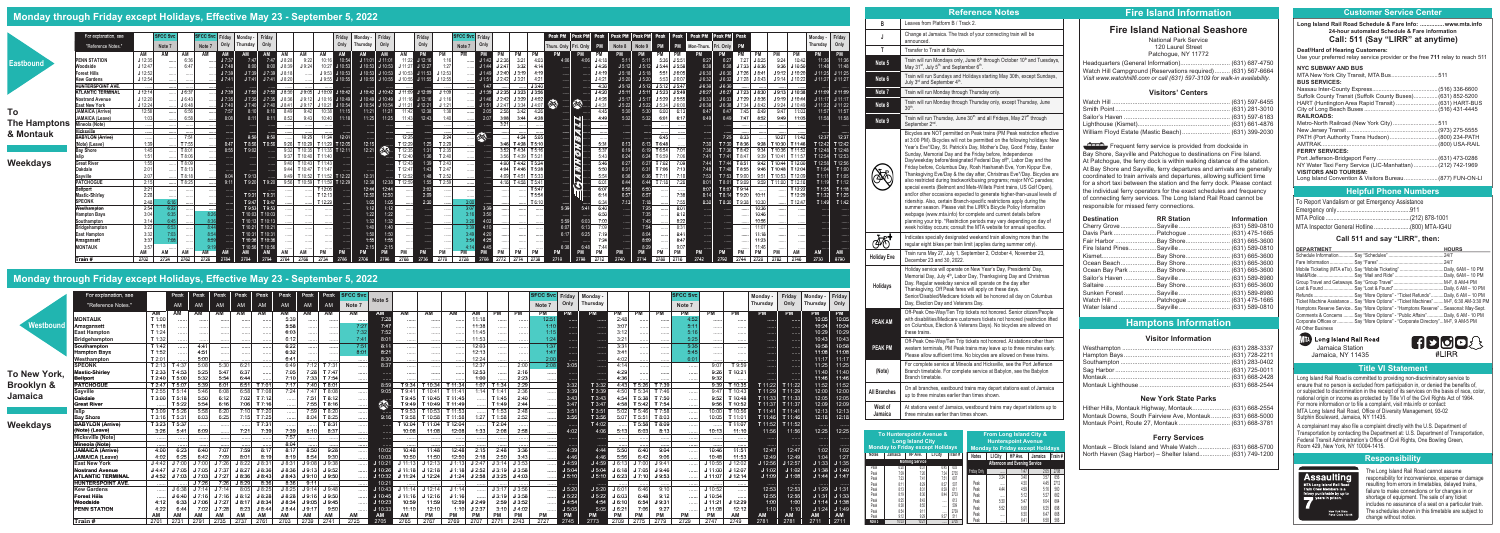# Monday through Friday except Holidays, Effective May 23 - September 5, 2022

## Eastbound — To The Hamptons & Montauk — Weekdays

| Stations |
|---|
| PENN STATION |
| Woodside |
| Forest Hills |
| Kew Gardens |
| HUNTERSPOINT AVE. |
| ATLANTIC TERMINAL |
| Nostrand Avenue |
| East New York |
| JAMAICA (Arrive) |
| JAMAICA (Leave) |
| Mineola (Note) |
| Hicksville (Note) |
| BABYLON (Arrive) |
| (Note) (Leave) |
| Bay Shore |
| Islip |
| Great River |
| Oakdale |
| Sayville |
| PATCHOGUE |
| Bellport |
| Mastic-Shirley |
| SPEONK |
| Westhampton |
| Hampton Bays |
| Southampton |
| Bridgehampton |
| East Hampton |
| Amagansett |
| MONTAUK |
| Train # |

## Westbound — To New York, Brooklyn & Jamaica — Weekdays

# Monday through Friday except Holidays, Effective May 23 - September 5, 2022

| Stations |
|---|
| MONTAUK |
| Amagansett |
| East Hampton |
| Bridgehampton |
| Southampton |
| Hampton Bays |
| Westhampton |
| SPEONK |
| Mastic-Shirley |
| Bellport |
| PATCHOGUE |
| Sayville |
| Oakdale |
| Great River |
| Islip |
| Bay Shore |
| BABYLON (Arrive) |
| (Note) (Leave) |
| Hicksville (Note) |
| Mineola (Note) |
| JAMAICA (Arrive) |
| JAMAICA (Leave) |
| East New York |
| Nostrand Avenue |
| ATLANTIC TERMINAL |
| HUNTERSPOINT AVE. |
| Kew Gardens |
| Forest Hills |
| Woodside |
| PENN STATION |
| Train # |

## Reference Notes

| | |
|---|---|
| B | Leaves from Platform B / Track 2. |
| J | Change at Jamaica. The track of your connecting train will be announced. |
| T | Transfer to Train at Babylon. |
| Note 5 | Train will run Mondays only, June 6th through October 10th and Tuesdays, May 31st, July 5th and September 6th. |
| Note 6 | Train will run Sundays and Holidays starting May 30th, except Sundays, July 3rd and September 4th. |
| Note 7 | Train will run Monday through Thursday only. |
| Note 8 | Train will run Monday through Thursday only, except Thursday, June 30th. |
| Note 9 | Train will run Thursday, June 30th and all Fridays, May 27th through September 2nd. |
| Bicycles | Bicycles are NOT permitted on Peak trains (PM Peak restriction effective at 3:00 PM). Bicycles are not permitted on the following holidays: New Year's Eve/Day, St. Patrick's Day, Mother's Day, Good Friday, Easter Sunday, Memorial Day and the Friday before, Independence Day/weekday before/designated Federal Holiday, Labor Day and the Friday before, Columbus Day, Rosh Hashanah Eve, Yom Kippur Eve, Thanksgiving Eve/Day & the day after, Christmas Eve/Day. Bicycles are also restricted during special events. Please visit the MTA website for complete and current details. |
| Accessible | Indicates specially designated weekend trains with space for regular sight bikes per train limit (applies during summer only). |
| Holiday Eve | Train runs May 27, July 1, September 2, October 4, November 23, December 23 and 30, 2022. |
| Holidays | Holiday service will operate on New Year's Day, Presidents' Day, Memorial Day, July 4th, Labor Day, Thanksgiving Day and Christmas Day. Regular weekday service will operate on the day after Thanksgiving. Off-Peak fares will apply on these days. Senior/Disabled/Medicare tickets will be honored all day on Columbus Day, Election Day and Veterans Day. |
| PEAK AM | Off-Peak One-Way/Ten Trip tickets not honored. Senior citizens/People with disabilities/Medicare customers tickets not honored (westbound). No bicycles are allowed on these trains. |
| PEAK PM | Off-Peak One-Way/Ten Trip tickets not honored. At stations other than western terminals, PM Peak trains may leave up to three minutes early. Please allow sufficient time. No bicycles are allowed on these trains. |
| (Note) | For complete service at Mineola and Hicksville, see the Port Jefferson Branch timetable. For complete service at Babylon, see the Babylon Branch timetable. |
| All Branches | On all branches, eastbound trains may depart stations east of Jamaica up to three minutes earlier than times shown. |
| West of Jamaica | At stations west of Jamaica, westbound trains may depart stations up to three minutes earlier than times shown. |

## Fire Island Information

### Fire Island National Seashore

National Park Service
120 Laurel Street
Patchogue, NY 11772

Headquarters (General Information) ........ (631) 687-4750
Watch Hill Campground (Reservations required) ........ (631) 567-6664
Visit www.watchhillfi.com or call (631) 597-3109 for walk-in availability.

### Visitors' Centers

Watch Hill ........ (631) 597-6455
Smith Point ........ (631) 281-3010
Sailor's Haven ........ (631) 597-6183
Lighthouse (Kismet) ........ (631) 661-4876
William Floyd Estate (Mastic Beach) ........ (631) 399-2030

Frequent ferry service is provided from dockside in Bay Shore, Sayville and Patchogue to destinations on Fire Island. At Patchogue, the ferry dock is within walking distance of the station. At Bay Shore and Sayville, ferry departures and arrivals are generally coordinated to train arrivals and departures, allowing sufficient time for a short taxi between the station and the ferry dock. Please contact the individual ferry operators for the exact schedules and frequency of connecting ferry services. The Long Island Rail Road cannot be responsible for missed ferry connections.

| Destination | RR Station | Information |
|---|---|---|
| Cherry Grove | Sayville | (631) 589-0810 |
| Davis Park | Patchogue | (631) 475-1665 |
| Fair Harbor | Bay Shore | (631) 665-3600 |
| Fire Island Pines | Sayville | (631) 589-0810 |
| Kismet | Bay Shore | (631) 665-3600 |
| Ocean Beach | Bay Shore | (631) 665-3600 |
| Ocean Bay Park | Bay Shore | (631) 665-3600 |
| Sailor's Haven | Sayville | (631) 589-0810 |
| Saltaire | Bay Shore | (631) 665-3600 |
| Dunewood | Bay Shore | (631) 665-3600 |
| Watch Hill | Patchogue | (631) 475-1665 |
| Water Island | Sayville | (631) 589-0810 |

## Hamptons Information

### Visitor Information

Westhampton ........ (631) 288-3337
Hampton Bays ........ (631) 728-2211
Southampton ........ (631) 283-0402
Sag Harbor ........ (631) 725-0011
East Hampton ........ (631) 668-2428
Montauk ........ (631) 668-2544

### New York State Parks

Hither Hills, Montauk Highway, Montauk ........ (631) 668-2554
Montauk Downs, South Fairview Ave., Montauk ........ (631) 668-5000
Montauk Point, Route 27, Montauk ........ (631) 668-3781

### Ferry Services

Montauk – Block Island and Whale Watch ........ (631) 668-5700
North Haven (Sag Harbor) – Shelter Island ........ (631) 749-1200

## Customer Service Center

Long Island Rail Road Schedule & Fare Info: ........ www.mta.info
24-hour automated Schedule & Fare Information
**Call: 511 (Say "LIRR" at anytime)**

Deaf/Hard of Hearing Customers:
Use your preferred relay service provider or the free 711 relay to reach 511

NYC SUBWAY AND BUS
MTA New York City Transit, MTA Bus ........ 511

BUS SERVICES:
Nassau Inter-County Express ........ (516) 336-6600
Suffolk County Transit (Suffolk County Buses) ........ (631) 852-5200
HART (Huntington Area Rapid Transit) ........ (631) HART-BUS
City of Long Beach Buses ........ (516) 431-1883

RAILROADS:
Metro-North Railroad (New York City) ........ 511
New Jersey Transit ........ (973) 275-5555
PATH (Port Authority Trans Hudson) ........ (800) 234-PATH
AMTRAK ........ (800) USA-RAIL

FERRY SERVICES:
Port Jefferson-Bridgeport Ferry ........ (631) 473-0286
NY Water Taxi Ferry Service (LIC-Manhattan) ........ (212) 742-1969

VISITORS AND TOURISM:
Long Island Convention & Visitors Bureau ........ (877) FUN-ON-LI

## Helpful Phone Numbers

To Report Vandalism or get Emergency Assistance
Emergency only ........ 911
MTA Police ........ (212) 878-1001
MTA Inspector General Hotline ........ (800) MTA-IG4U

**Call 511 and say "LIRR", then:**

All Other Business

Long Island Rail Road
Jamaica Station
Jamaica, NY 11435

#LIRR

## Title VI Statement

Long Island Rail Road is committed to providing non-discriminatory service to ensure that no person is excluded from participation in, or denied the benefits of, or subjected to discrimination in the receipt of its services on the basis of race, color, national origin or income as protected by Title VI of the Civil Rights Act of 1964. For more information or to file a complaint, visit the MTA website or contact MTA Long Island Rail Road, Office of Diversity Management, Jamaica, NY 11435.

A complainant may also file a complaint directly with the U.S. Department of Transportation by contacting the Department at: U.S. Department of Transportation, Federal Transit Administration's Office of Civil Rights, One Bowling Green, Room 429, New York, NY 10004-1415.

## Responsibility

The Long Island Rail Road cannot assume responsibility for inconvenience, expense or damage resulting from errors in timetables, delayed trains, failure to make connections or for changes in or shortage of equipment. The sale of any ticket includes no assurance of a seat on a particular train. The schedules shown in this timetable are subject to change without notice.